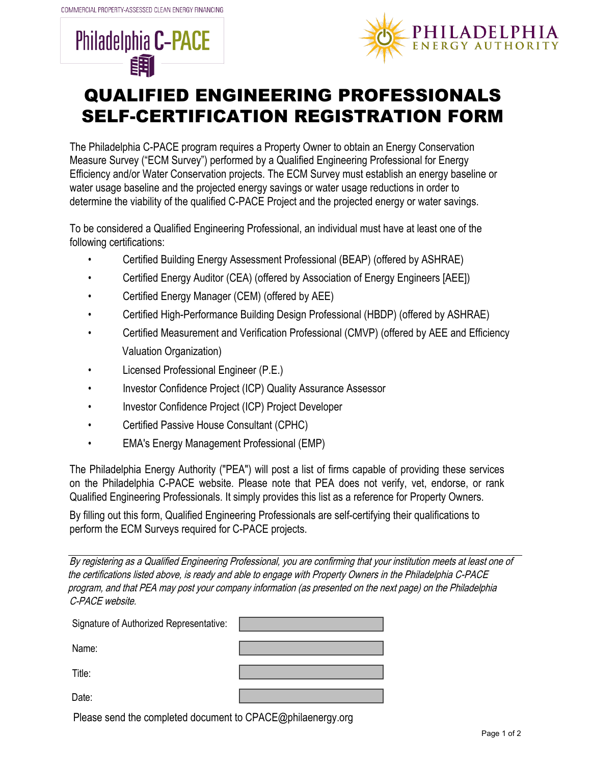COMMERCIAL PROPERTY-ASSESSED CLEAN ENERGY FINANCING

Philadelphia C-PACE

PHILADELPHIA ENERGY AUTHORITY

# QUALIFIED ENGINEERING PROFESSIONALS SELF-CERTIFICATION REGISTRATION FORM

The Philadelphia C-PACE program requires a Property Owner to obtain an Energy Conservation Measure Survey ("ECM Survey") performed by a Qualified Engineering Professional for Energy Efficiency and/or Water Conservation projects. The ECM Survey must establish an energy baseline or water usage baseline and the projected energy savings or water usage reductions in order to determine the viability of the qualified C-PACE Project and the projected energy or water savings.

To be considered a Qualified Engineering Professional, an individual must have at least one of the following certifications:

- Certified Building Energy Assessment Professional (BEAP) (offered by ASHRAE)
- Certified Energy Auditor (CEA) (offered by Association of Energy Engineers [AEE])
- Certified Energy Manager (CEM) (offered by AEE)
- Certified High-Performance Building Design Professional (HBDP) (offered by ASHRAE)
- Certified Measurement and Verification Professional (CMVP) (offered by AEE and Efficiency Valuation Organization)
- Licensed Professional Engineer (P.E.)
- Investor Confidence Project (ICP) Quality Assurance Assessor
- Investor Confidence Project (ICP) Project Developer
- Certified Passive House Consultant (CPHC)
- EMA's Energy Management Professional (EMP)

The Philadelphia Energy Authority ("PEA") will post a list of firms capable of providing these services on the Philadelphia C-PACE website. Please note that PEA does not verify, vet, endorse, or rank Qualified Engineering Professionals. It simply provides this list as a reference for Property Owners.

By filling out this form, Qualified Engineering Professionals are self-certifying their qualifications to perform the ECM Surveys required for C-PACE projects.

---

*By registering as a Qualified Engineering Professional, you are confirming that your institution meets at least one of the certifications listed above, is ready and able to engage with Property Owners in the Philadelphia C-PACE program, and that PEA may post your company information (as presented on the next page) on the Philadelphia C-PACE website.*

| | |
|---|---|
| Signature of Authorized Representative: | |
| Name: | |
| Title: | |
| Date: | |

Please send the completed document to CPACE@philaenergy.org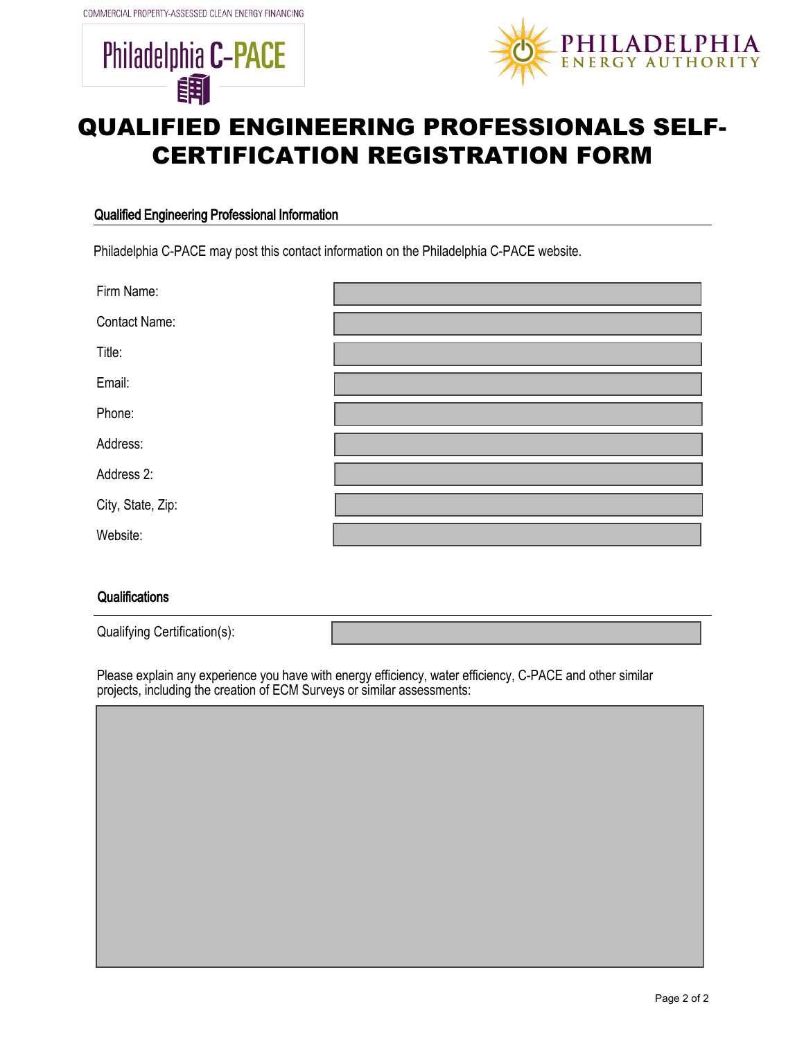COMMERCIAL PROPERTY-ASSESSED CLEAN ENERGY FINANCING

Philadelphia C-PACE

PHILADELPHIA ENERGY AUTHORITY

# QUALIFIED ENGINEERING PROFESSIONALS SELF-CERTIFICATION REGISTRATION FORM

## Qualified Engineering Professional Information

Philadelphia C-PACE may post this contact information on the Philadelphia C-PACE website.

Firm Name:

Contact Name:

Title:

Email:

Phone:

Address:

Address 2:

City, State, Zip:

Website:

## Qualifications

Qualifying Certification(s):

Please explain any experience you have with energy efficiency, water efficiency, C-PACE and other similar projects, including the creation of ECM Surveys or similar assessments: